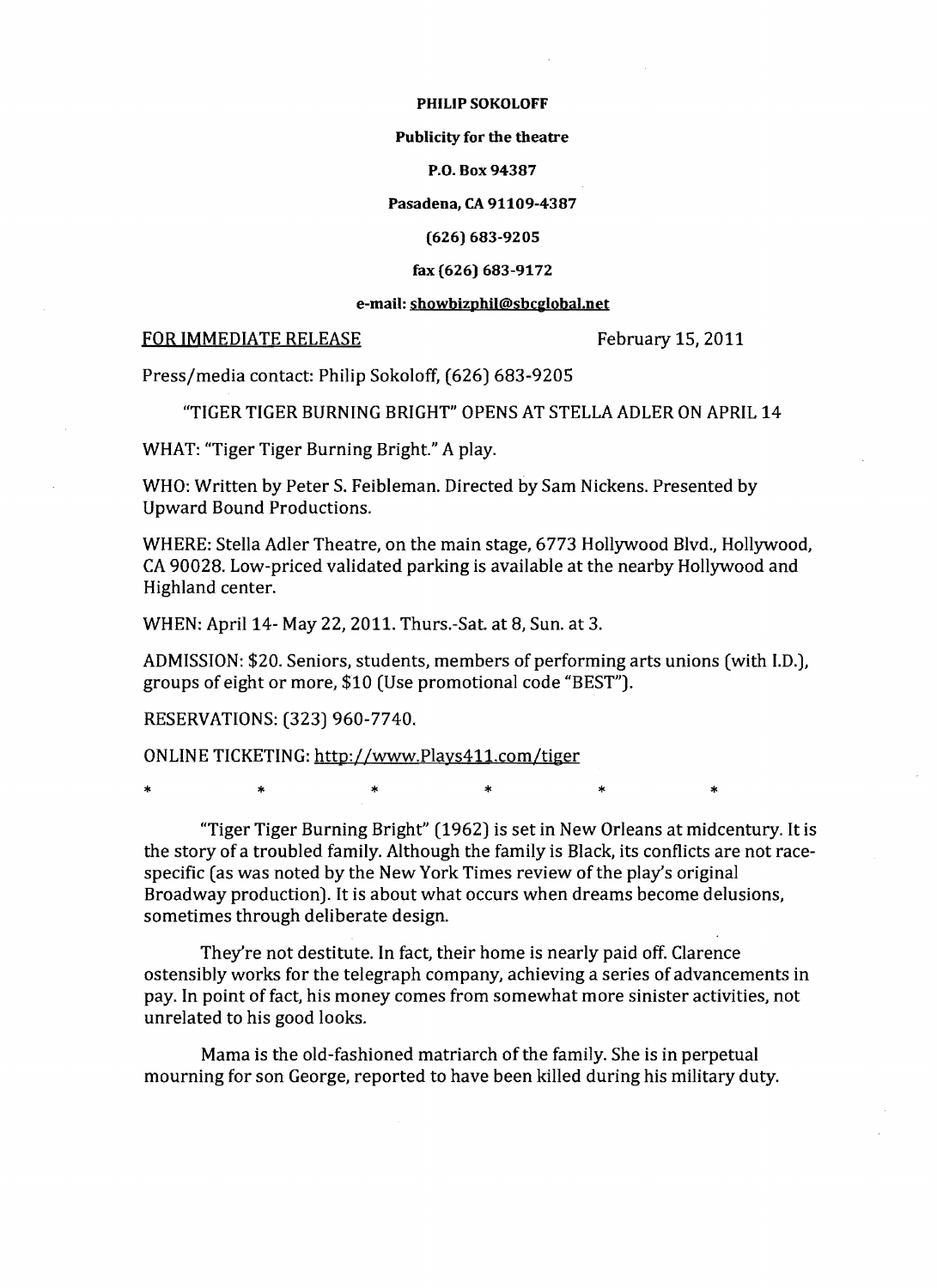**PHILIP SOKOLOFF**

**Publicity for the theatre**

**P.O. Box 94387**

**Pasadena, CA 91109-4387**

**(626) 683-9205**

**fax (626) 683-9172**

**e-mail: showbizphil@sbcglobal.net**

FOR IMMEDIATE RELEASE — February 15, 2011

Press/media contact: Philip Sokoloff, (626) 683-9205

"TIGER TIGER BURNING BRIGHT" OPENS AT STELLA ADLER ON APRIL 14

WHAT: "Tiger Tiger Burning Bright." A play.

WHO: Written by Peter S. Feibleman. Directed by Sam Nickens. Presented by Upward Bound Productions.

WHERE: Stella Adler Theatre, on the main stage, 6773 Hollywood Blvd., Hollywood, CA 90028. Low-priced validated parking is available at the nearby Hollywood and Highland center.

WHEN: April 14- May 22, 2011. Thurs.-Sat. at 8, Sun. at 3.

ADMISSION: $20. Seniors, students, members of performing arts unions (with I.D.), groups of eight or more, $10 (Use promotional code "BEST").

RESERVATIONS: (323) 960-7740.

ONLINE TICKETING: http://www.Plays411.com/tiger

\* \* \* \* \* \*

"Tiger Tiger Burning Bright" (1962) is set in New Orleans at midcentury. It is the story of a troubled family. Although the family is Black, its conflicts are not race-specific (as was noted by the New York Times review of the play's original Broadway production). It is about what occurs when dreams become delusions, sometimes through deliberate design.

They're not destitute. In fact, their home is nearly paid off. Clarence ostensibly works for the telegraph company, achieving a series of advancements in pay. In point of fact, his money comes from somewhat more sinister activities, not unrelated to his good looks.

Mama is the old-fashioned matriarch of the family. She is in perpetual mourning for son George, reported to have been killed during his military duty.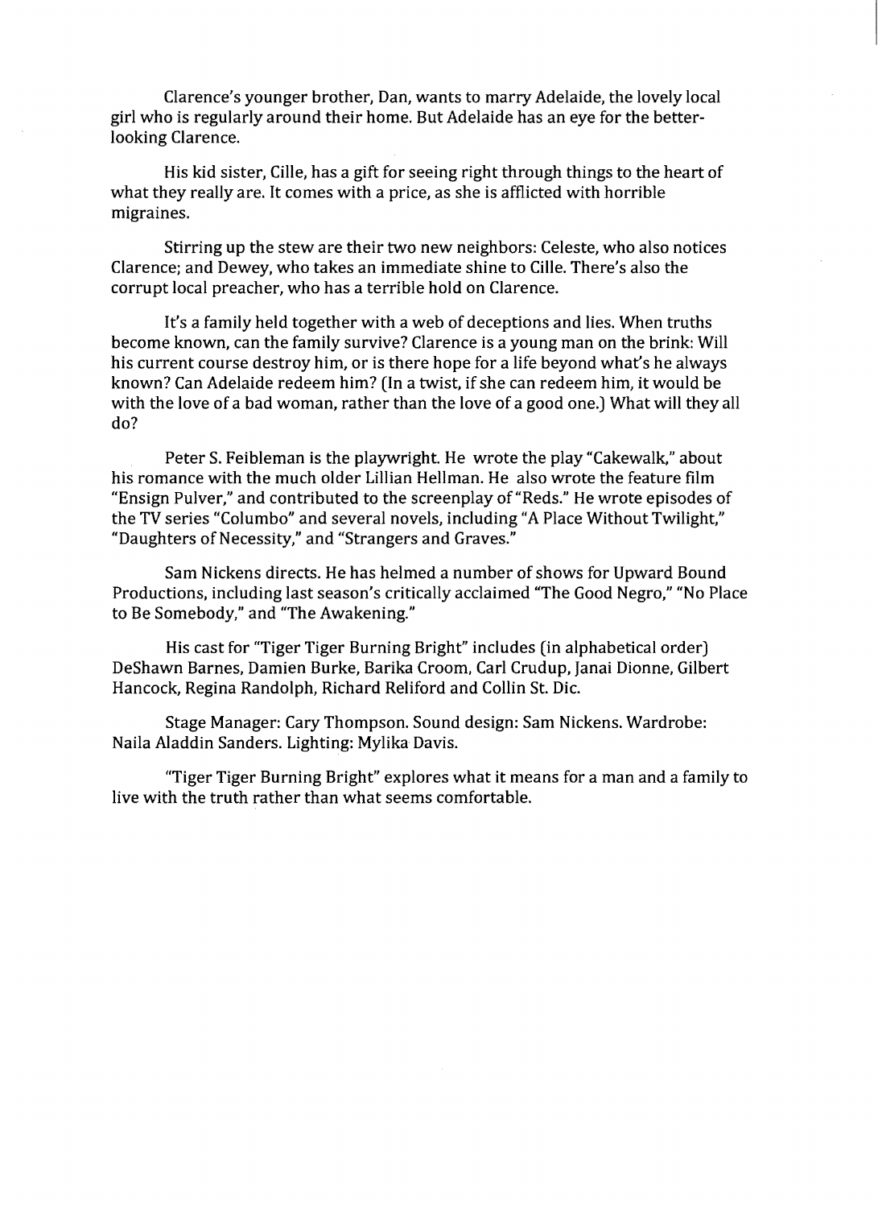Clarence's younger brother, Dan, wants to marry Adelaide, the lovely local girl who is regularly around their home. But Adelaide has an eye for the better-looking Clarence.

His kid sister, Cille, has a gift for seeing right through things to the heart of what they really are. It comes with a price, as she is afflicted with horrible migraines.

Stirring up the stew are their two new neighbors: Celeste, who also notices Clarence; and Dewey, who takes an immediate shine to Cille. There's also the corrupt local preacher, who has a terrible hold on Clarence.

It's a family held together with a web of deceptions and lies. When truths become known, can the family survive? Clarence is a young man on the brink: Will his current course destroy him, or is there hope for a life beyond what's he always known? Can Adelaide redeem him? (In a twist, if she can redeem him, it would be with the love of a bad woman, rather than the love of a good one.) What will they all do?

Peter S. Feibleman is the playwright. He wrote the play "Cakewalk," about his romance with the much older Lillian Hellman. He also wrote the feature film "Ensign Pulver," and contributed to the screenplay of "Reds." He wrote episodes of the TV series "Columbo" and several novels, including "A Place Without Twilight," "Daughters of Necessity," and "Strangers and Graves."

Sam Nickens directs. He has helmed a number of shows for Upward Bound Productions, including last season's critically acclaimed "The Good Negro," "No Place to Be Somebody," and "The Awakening."

His cast for "Tiger Tiger Burning Bright" includes (in alphabetical order) DeShawn Barnes, Damien Burke, Barika Croom, Carl Crudup, Janai Dionne, Gilbert Hancock, Regina Randolph, Richard Reliford and Collin St. Dic.

Stage Manager: Cary Thompson. Sound design: Sam Nickens. Wardrobe: Naila Aladdin Sanders. Lighting: Mylika Davis.

"Tiger Tiger Burning Bright" explores what it means for a man and a family to live with the truth rather than what seems comfortable.